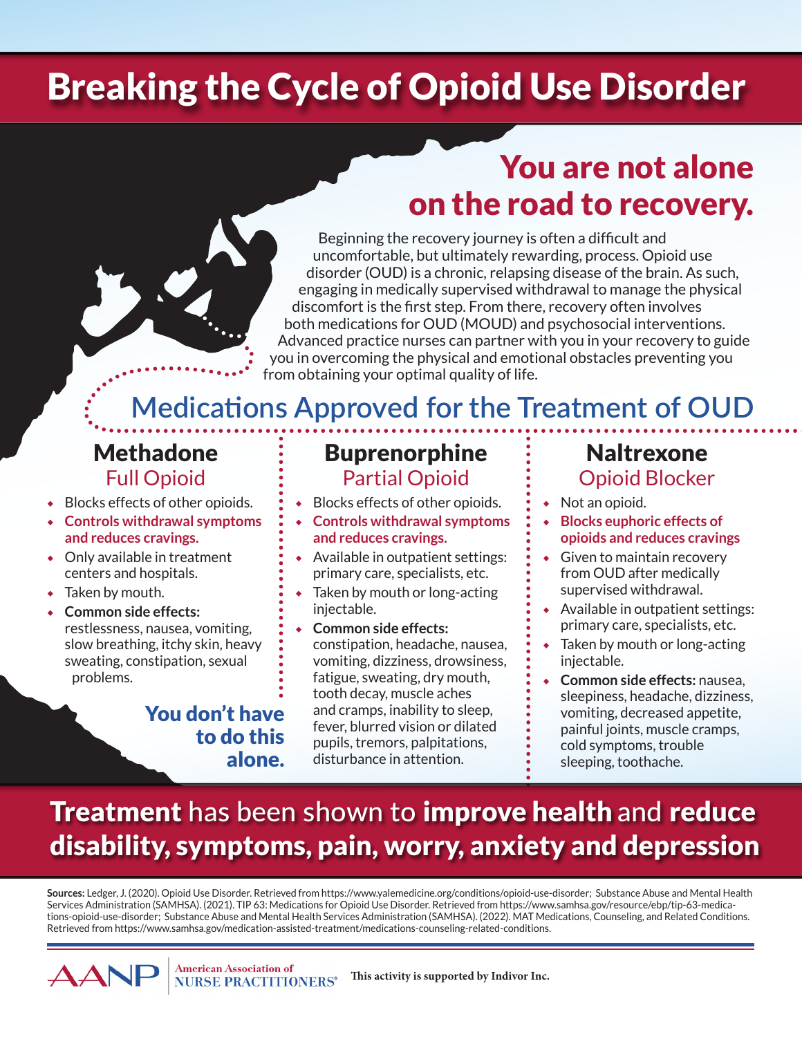# Breaking the Cycle of Opioid Use Disorder

## You are not alone on the road to recovery.

Beginning the recovery journey is often a difficult and uncomfortable, but ultimately rewarding, process. Opioid use disorder (OUD) is a chronic, relapsing disease of the brain. As such, engaging in medically supervised withdrawal to manage the physical discomfort is the first step. From there, recovery often involves both medications for OUD (MOUD) and psychosocial interventions. Advanced practice nurses can partner with you in your recovery to guide you in overcoming the physical and emotional obstacles preventing you from obtaining your optimal quality of life.

## Medications Approved for the Treatment of OUD

### Methadone

Full Opioid

- Blocks effects of other opioids.
- **Controls withdrawal symptoms and reduces cravings.**
- Only available in treatment centers and hospitals.
- Taken by mouth.
- **Common side effects:** restlessness, nausea, vomiting, slow breathing, itchy skin, heavy sweating, constipation, sexual problems.

**You don't have to do this alone.**

### Buprenorphine

Partial Opioid

- Blocks effects of other opioids.
- **Controls withdrawal symptoms and reduces cravings.**
- Available in outpatient settings: primary care, specialists, etc.
- Taken by mouth or long-acting injectable.
- **Common side effects:** constipation, headache, nausea, vomiting, dizziness, drowsiness, fatigue, sweating, dry mouth, tooth decay, muscle aches and cramps, inability to sleep, fever, blurred vision or dilated pupils, tremors, palpitations, disturbance in attention.

### Naltrexone

Opioid Blocker

- Not an opioid.
- **Blocks euphoric effects of opioids and reduces cravings**
- Given to maintain recovery from OUD after medically supervised withdrawal.
- Available in outpatient settings: primary care, specialists, etc.
- Taken by mouth or long-acting injectable.
- **Common side effects:** nausea, sleepiness, headache, dizziness, vomiting, decreased appetite, painful joints, muscle cramps, cold symptoms, trouble sleeping, toothache.

## **Treatment** has been shown to **improve health** and **reduce disability, symptoms, pain, worry, anxiety and depression**

**Sources:** Ledger, J. (2020). Opioid Use Disorder. Retrieved from https://www.yalemedicine.org/conditions/opioid-use-disorder; Substance Abuse and Mental Health Services Administration (SAMHSA). (2021). TIP 63: Medications for Opioid Use Disorder. Retrieved from https://www.samhsa.gov/resource/ebp/tip-63-medications-opioid-use-disorder; Substance Abuse and Mental Health Services Administration (SAMHSA). (2022). MAT Medications, Counseling, and Related Conditions. Retrieved from https://www.samhsa.gov/medication-assisted-treatment/medications-counseling-related-conditions.

AANP American Association of NURSE PRACTITIONERS®

**This activity is supported by Indivor Inc.**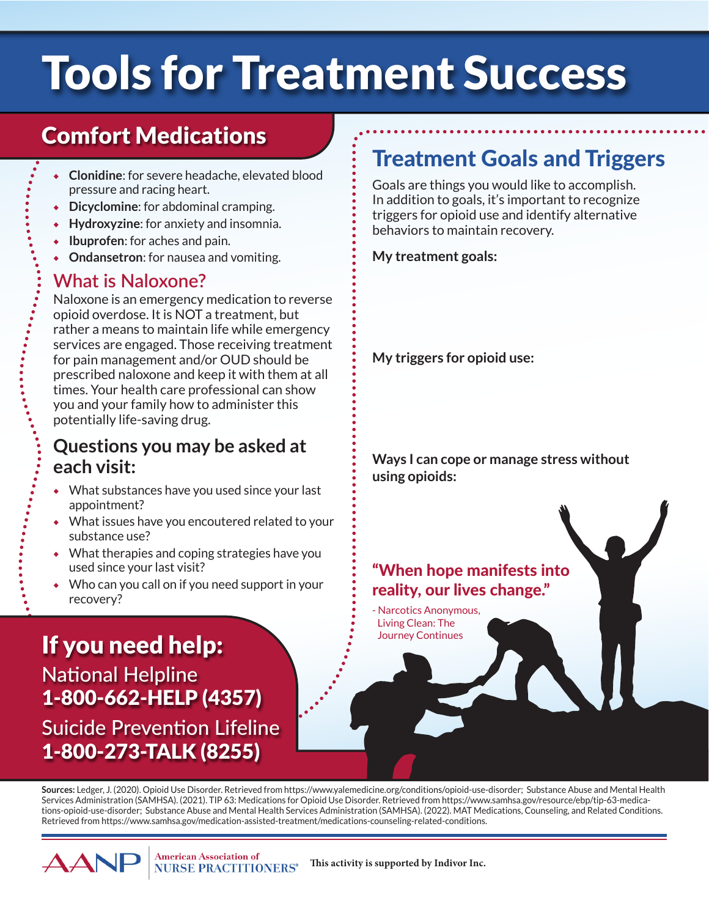# Tools for Treatment Success

## Comfort Medications

- **Clonidine**: for severe headache, elevated blood pressure and racing heart.
- **Dicyclomine**: for abdominal cramping.
- **Hydroxyzine**: for anxiety and insomnia.
- **Ibuprofen**: for aches and pain.
- **Ondansetron**: for nausea and vomiting.

### What is Naloxone?

Naloxone is an emergency medication to reverse opioid overdose. It is NOT a treatment, but rather a means to maintain life while emergency services are engaged. Those receiving treatment for pain management and/or OUD should be prescribed naloxone and keep it with them at all times. Your health care professional can show you and your family how to administer this potentially life-saving drug.

### Questions you may be asked at each visit:

- What substances have you used since your last appointment?
- What issues have you encountered related to your substance use?
- What therapies and coping strategies have you used since your last visit?
- Who can you call on if you need support in your recovery?

## If you need help:

National Helpline
**1-800-662-HELP (4357)**

Suicide Prevention Lifeline
**1-800-273-TALK (8255)**

## Treatment Goals and Triggers

Goals are things you would like to accomplish. In addition to goals, it's important to recognize triggers for opioid use and identify alternative behaviors to maintain recovery.

**My treatment goals:**

**My triggers for opioid use:**

**Ways I can cope or manage stress without using opioids:**

**"When hope manifests into reality, our lives change."**

- Narcotics Anonymous, Living Clean: The Journey Continues

**Sources:** Ledger, J. (2020). Opioid Use Disorder. Retrieved from https://www.yalemedicine.org/conditions/opioid-use-disorder; Substance Abuse and Mental Health Services Administration (SAMHSA). (2021). TIP 63: Medications for Opioid Use Disorder. Retrieved from https://www.samhsa.gov/resource/ebp/tip-63-medications-opioid-use-disorder; Substance Abuse and Mental Health Services Administration (SAMHSA). (2022). MAT Medications, Counseling, and Related Conditions. Retrieved from https://www.samhsa.gov/medication-assisted-treatment/medications-counseling-related-conditions.

AANP | American Association of NURSE PRACTITIONERS®

This activity is supported by Indivor Inc.